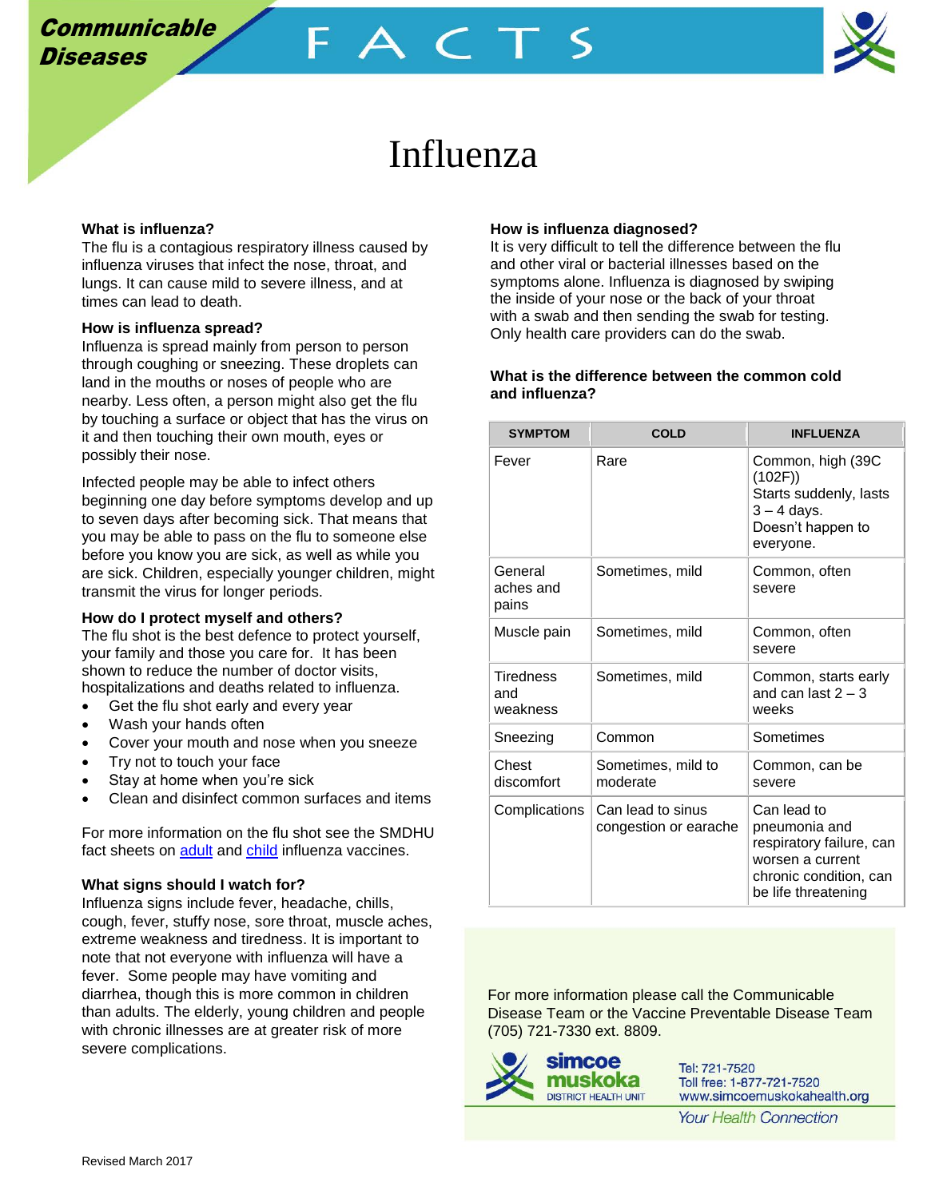Communicable Diseases

FACTS

# Influenza

### What is influenza?

The flu is a contagious respiratory illness caused by influenza viruses that infect the nose, throat, and lungs. It can cause mild to severe illness, and at times can lead to death.

### How is influenza spread?

Influenza is spread mainly from person to person through coughing or sneezing. These droplets can land in the mouths or noses of people who are nearby. Less often, a person might also get the flu by touching a surface or object that has the virus on it and then touching their own mouth, eyes or possibly their nose.

Infected people may be able to infect others beginning one day before symptoms develop and up to seven days after becoming sick. That means that you may be able to pass on the flu to someone else before you know you are sick, as well as while you are sick. Children, especially younger children, might transmit the virus for longer periods.

### How do I protect myself and others?

The flu shot is the best defence to protect yourself, your family and those you care for. It has been shown to reduce the number of doctor visits, hospitalizations and deaths related to influenza.

- Get the flu shot early and every year
- Wash your hands often
- Cover your mouth and nose when you sneeze
- Try not to touch your face
- Stay at home when you're sick
- Clean and disinfect common surfaces and items

For more information on the flu shot see the SMDHU fact sheets on adult and child influenza vaccines.

### What signs should I watch for?

Influenza signs include fever, headache, chills, cough, fever, stuffy nose, sore throat, muscle aches, extreme weakness and tiredness. It is important to note that not everyone with influenza will have a fever. Some people may have vomiting and diarrhea, though this is more common in children than adults. The elderly, young children and people with chronic illnesses are at greater risk of more severe complications.

### How is influenza diagnosed?

It is very difficult to tell the difference between the flu and other viral or bacterial illnesses based on the symptoms alone. Influenza is diagnosed by swiping the inside of your nose or the back of your throat with a swab and then sending the swab for testing. Only health care providers can do the swab.

### What is the difference between the common cold and influenza?

| SYMPTOM | COLD | INFLUENZA |
|---|---|---|
| Fever | Rare | Common, high (39C (102F)) Starts suddenly, lasts 3 – 4 days. Doesn't happen to everyone. |
| General aches and pains | Sometimes, mild | Common, often severe |
| Muscle pain | Sometimes, mild | Common, often severe |
| Tiredness and weakness | Sometimes, mild | Common, starts early and can last 2 – 3 weeks |
| Sneezing | Common | Sometimes |
| Chest discomfort | Sometimes, mild to moderate | Common, can be severe |
| Complications | Can lead to sinus congestion or earache | Can lead to pneumonia and respiratory failure, can worsen a current chronic condition, can be life threatening |

For more information please call the Communicable Disease Team or the Vaccine Preventable Disease Team (705) 721-7330 ext. 8809.

simcoe muskoka DISTRICT HEALTH UNIT

Tel: 721-7520
Toll free: 1-877-721-7520
www.simcoemuskokahealth.org
*Your Health Connection*

Revised March 2017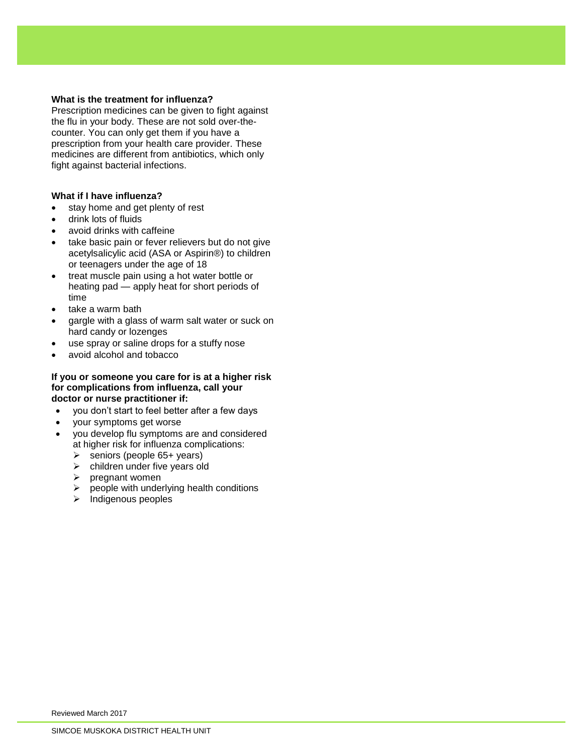**What is the treatment for influenza?**

Prescription medicines can be given to fight against the flu in your body. These are not sold over-the-counter. You can only get them if you have a prescription from your health care provider. These medicines are different from antibiotics, which only fight against bacterial infections.

**What if I have influenza?**

- stay home and get plenty of rest
- drink lots of fluids
- avoid drinks with caffeine
- take basic pain or fever relievers but do not give acetylsalicylic acid (ASA or Aspirin®) to children or teenagers under the age of 18
- treat muscle pain using a hot water bottle or heating pad — apply heat for short periods of time
- take a warm bath
- gargle with a glass of warm salt water or suck on hard candy or lozenges
- use spray or saline drops for a stuffy nose
- avoid alcohol and tobacco

**If you or someone you care for is at a higher risk for complications from influenza, call your doctor or nurse practitioner if:**

- you don't start to feel better after a few days
- your symptoms get worse
- you develop flu symptoms are and considered at higher risk for influenza complications:
  - seniors (people 65+ years)
  - children under five years old
  - pregnant women
  - people with underlying health conditions
  - Indigenous peoples

Reviewed March 2017

SIMCOE MUSKOKA DISTRICT HEALTH UNIT